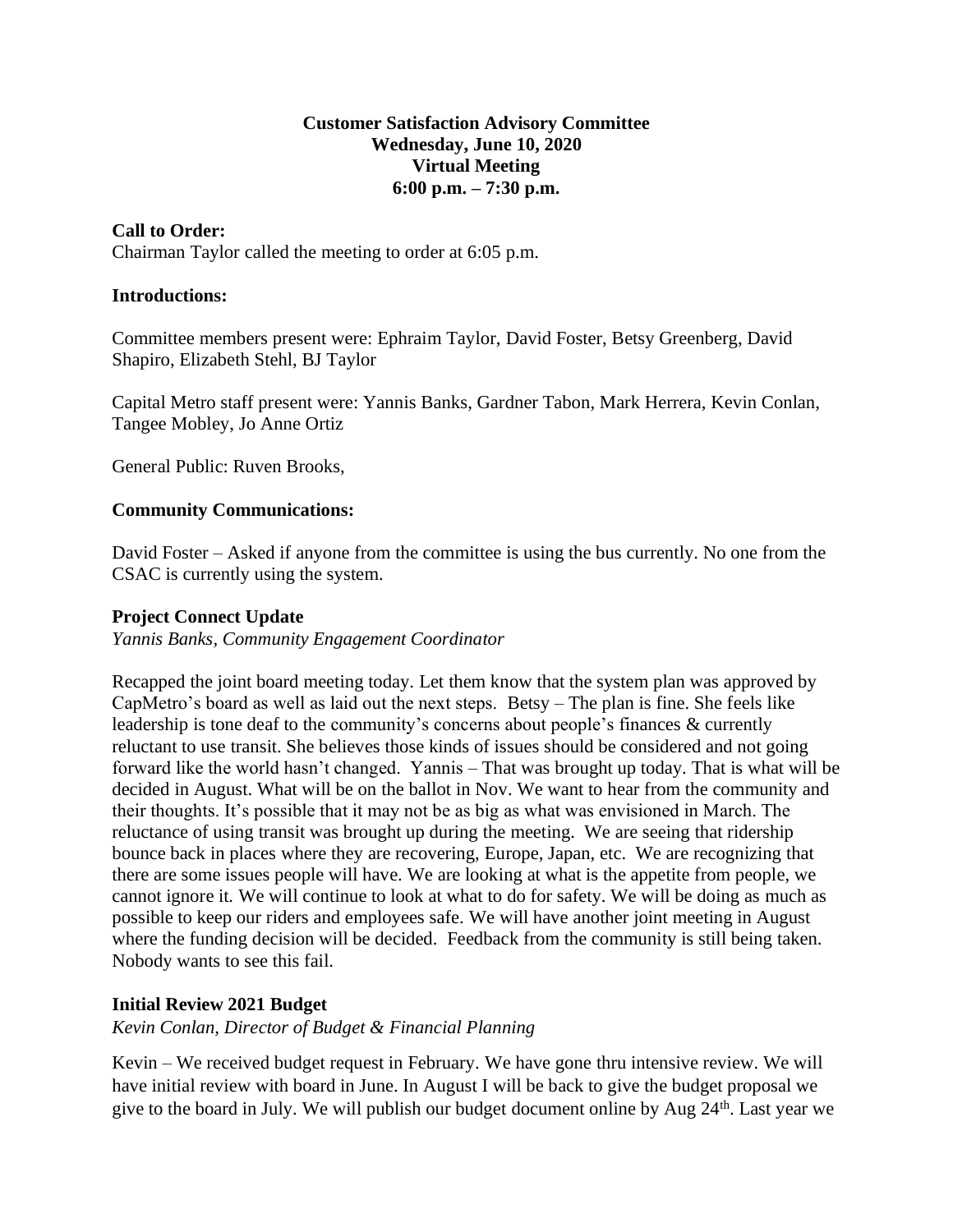**Customer Satisfaction Advisory Committee**
**Wednesday, June 10, 2020**
**Virtual Meeting**
**6:00 p.m. – 7:30 p.m.**

**Call to Order:**
Chairman Taylor called the meeting to order at 6:05 p.m.

**Introductions:**

Committee members present were: Ephraim Taylor, David Foster, Betsy Greenberg, David Shapiro, Elizabeth Stehl, BJ Taylor

Capital Metro staff present were: Yannis Banks, Gardner Tabon, Mark Herrera, Kevin Conlan, Tangee Mobley, Jo Anne Ortiz

General Public: Ruven Brooks,

**Community Communications:**

David Foster – Asked if anyone from the committee is using the bus currently. No one from the CSAC is currently using the system.

**Project Connect Update**
*Yannis Banks, Community Engagement Coordinator*

Recapped the joint board meeting today. Let them know that the system plan was approved by CapMetro's board as well as laid out the next steps. Betsy – The plan is fine. She feels like leadership is tone deaf to the community's concerns about people's finances & currently reluctant to use transit. She believes those kinds of issues should be considered and not going forward like the world hasn't changed. Yannis – That was brought up today. That is what will be decided in August. What will be on the ballot in Nov. We want to hear from the community and their thoughts. It's possible that it may not be as big as what was envisioned in March. The reluctance of using transit was brought up during the meeting. We are seeing that ridership bounce back in places where they are recovering, Europe, Japan, etc. We are recognizing that there are some issues people will have. We are looking at what is the appetite from people, we cannot ignore it. We will continue to look at what to do for safety. We will be doing as much as possible to keep our riders and employees safe. We will have another joint meeting in August where the funding decision will be decided. Feedback from the community is still being taken. Nobody wants to see this fail.

**Initial Review 2021 Budget**
*Kevin Conlan, Director of Budget & Financial Planning*

Kevin – We received budget request in February. We have gone thru intensive review. We will have initial review with board in June. In August I will be back to give the budget proposal we give to the board in July. We will publish our budget document online by Aug 24th. Last year we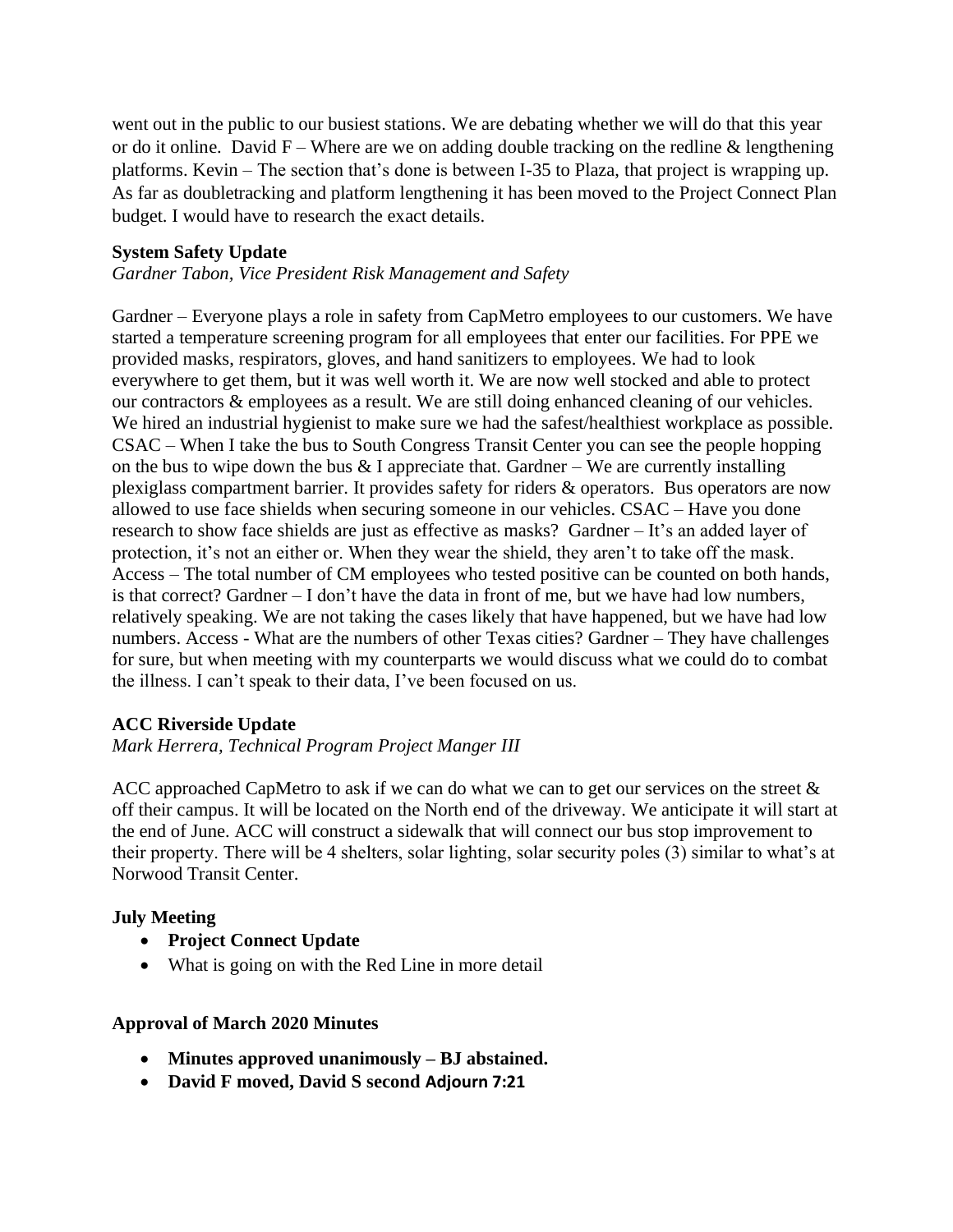went out in the public to our busiest stations. We are debating whether we will do that this year or do it online. David F – Where are we on adding double tracking on the redline & lengthening platforms. Kevin – The section that's done is between I-35 to Plaza, that project is wrapping up. As far as doubletracking and platform lengthening it has been moved to the Project Connect Plan budget. I would have to research the exact details.

**System Safety Update**

*Gardner Tabon, Vice President Risk Management and Safety*

Gardner – Everyone plays a role in safety from CapMetro employees to our customers. We have started a temperature screening program for all employees that enter our facilities. For PPE we provided masks, respirators, gloves, and hand sanitizers to employees. We had to look everywhere to get them, but it was well worth it. We are now well stocked and able to protect our contractors & employees as a result. We are still doing enhanced cleaning of our vehicles. We hired an industrial hygienist to make sure we had the safest/healthiest workplace as possible. CSAC – When I take the bus to South Congress Transit Center you can see the people hopping on the bus to wipe down the bus & I appreciate that. Gardner – We are currently installing plexiglass compartment barrier. It provides safety for riders & operators. Bus operators are now allowed to use face shields when securing someone in our vehicles. CSAC – Have you done research to show face shields are just as effective as masks? Gardner – It's an added layer of protection, it's not an either or. When they wear the shield, they aren't to take off the mask. Access – The total number of CM employees who tested positive can be counted on both hands, is that correct? Gardner – I don't have the data in front of me, but we have had low numbers, relatively speaking. We are not taking the cases likely that have happened, but we have had low numbers. Access - What are the numbers of other Texas cities? Gardner – They have challenges for sure, but when meeting with my counterparts we would discuss what we could do to combat the illness. I can't speak to their data, I've been focused on us.

**ACC Riverside Update**

*Mark Herrera, Technical Program Project Manger III*

ACC approached CapMetro to ask if we can do what we can to get our services on the street & off their campus. It will be located on the North end of the driveway. We anticipate it will start at the end of June. ACC will construct a sidewalk that will connect our bus stop improvement to their property. There will be 4 shelters, solar lighting, solar security poles (3) similar to what's at Norwood Transit Center.

**July Meeting**

- **Project Connect Update**
- What is going on with the Red Line in more detail

**Approval of March 2020 Minutes**

- **Minutes approved unanimously – BJ abstained.**
- **David F moved, David S second Adjourn 7:21**